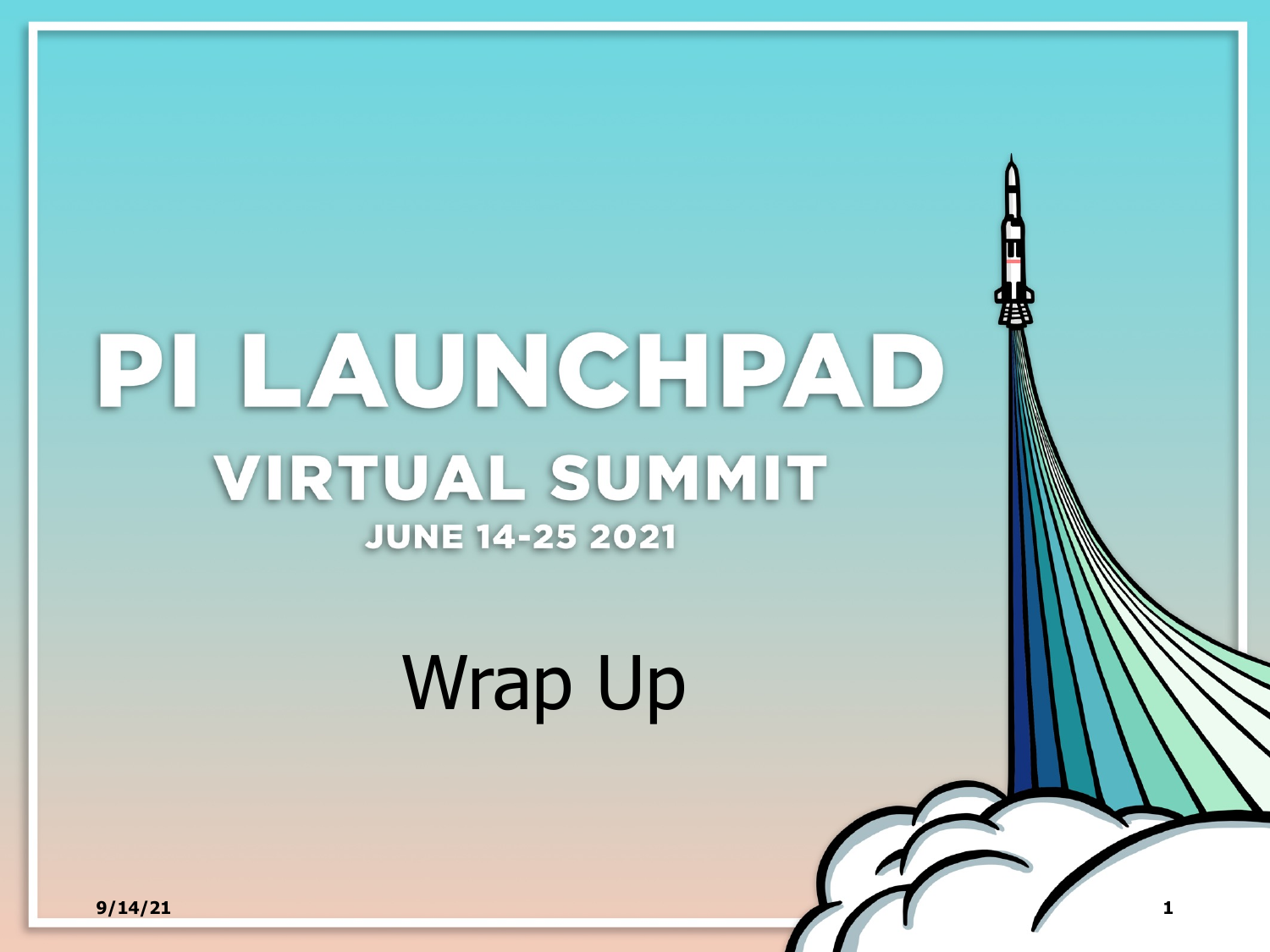# PI LAUNCHPAD

## VIRTUAL SUMMIT

### JUNE 14-25 2021

Wrap Up

9/14/21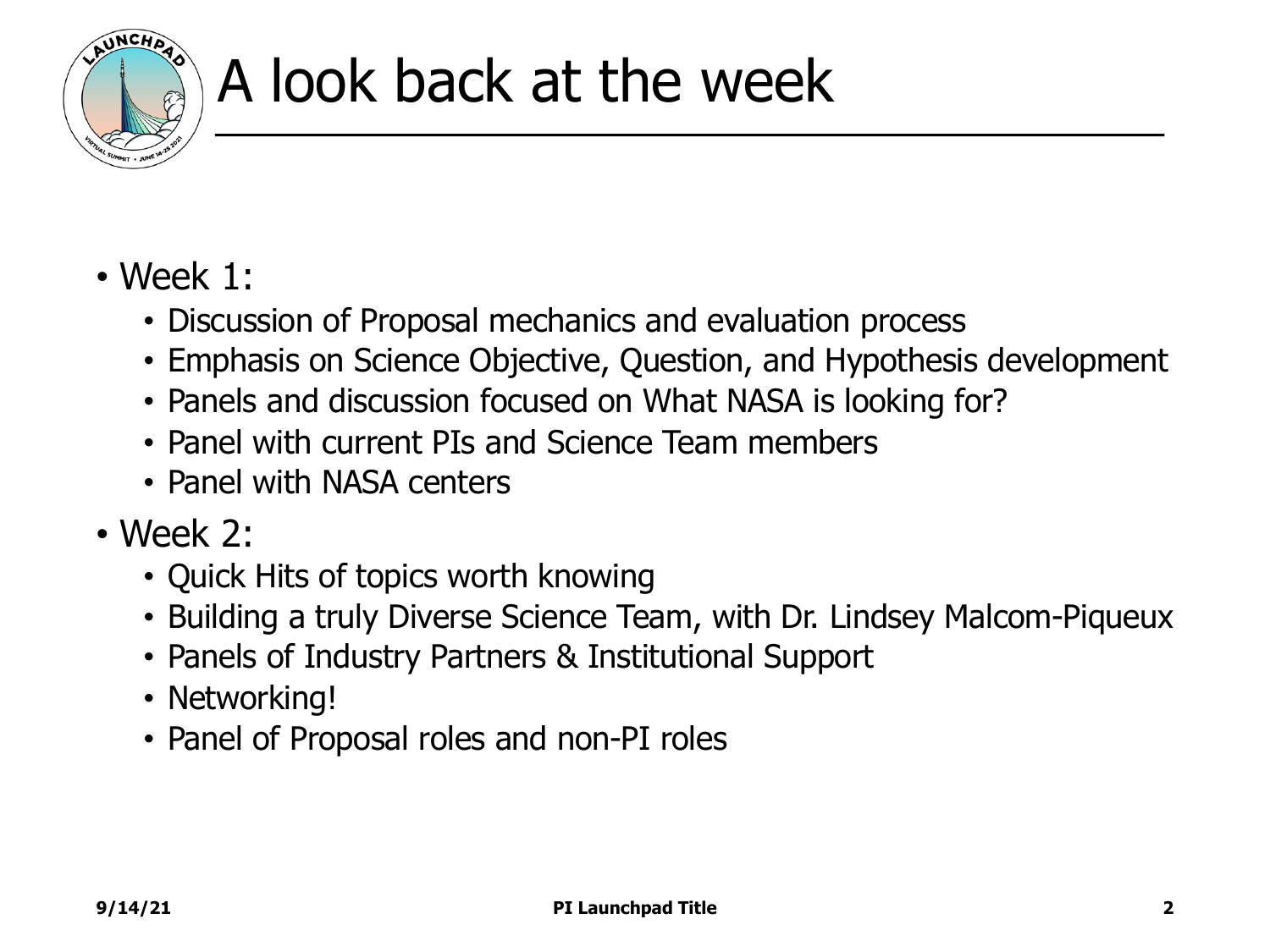# A look back at the week

- Week 1:
  - Discussion of Proposal mechanics and evaluation process
  - Emphasis on Science Objective, Question, and Hypothesis development
  - Panels and discussion focused on What NASA is looking for?
  - Panel with current PIs and Science Team members
  - Panel with NASA centers
- Week 2:
  - Quick Hits of topics worth knowing
  - Building a truly Diverse Science Team, with Dr. Lindsey Malcom-Piqueux
  - Panels of Industry Partners & Institutional Support
  - Networking!
  - Panel of Proposal roles and non-PI roles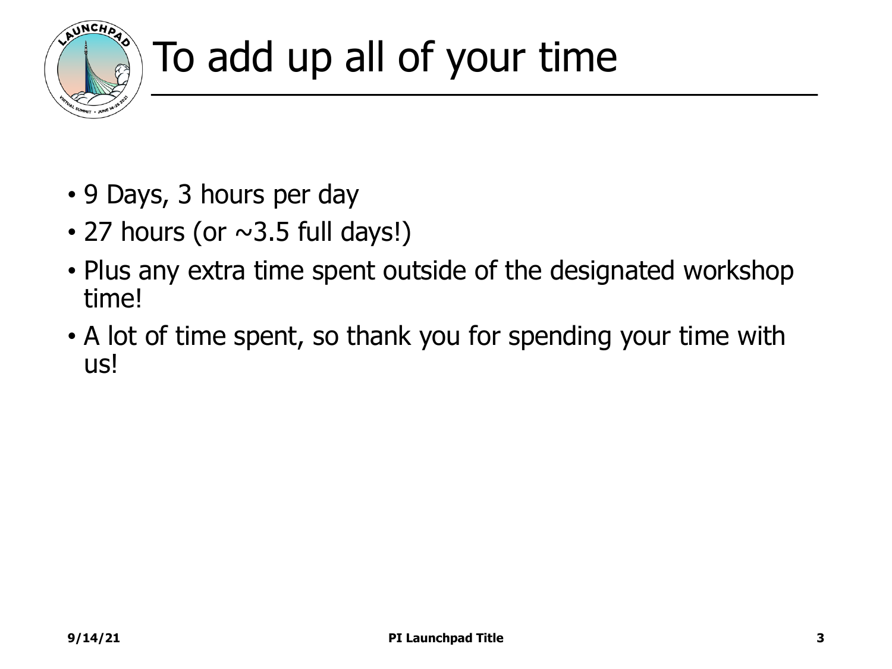# To add up all of your time

- 9 Days, 3 hours per day
- 27 hours (or ~3.5 full days!)
- Plus any extra time spent outside of the designated workshop time!
- A lot of time spent, so thank you for spending your time with us!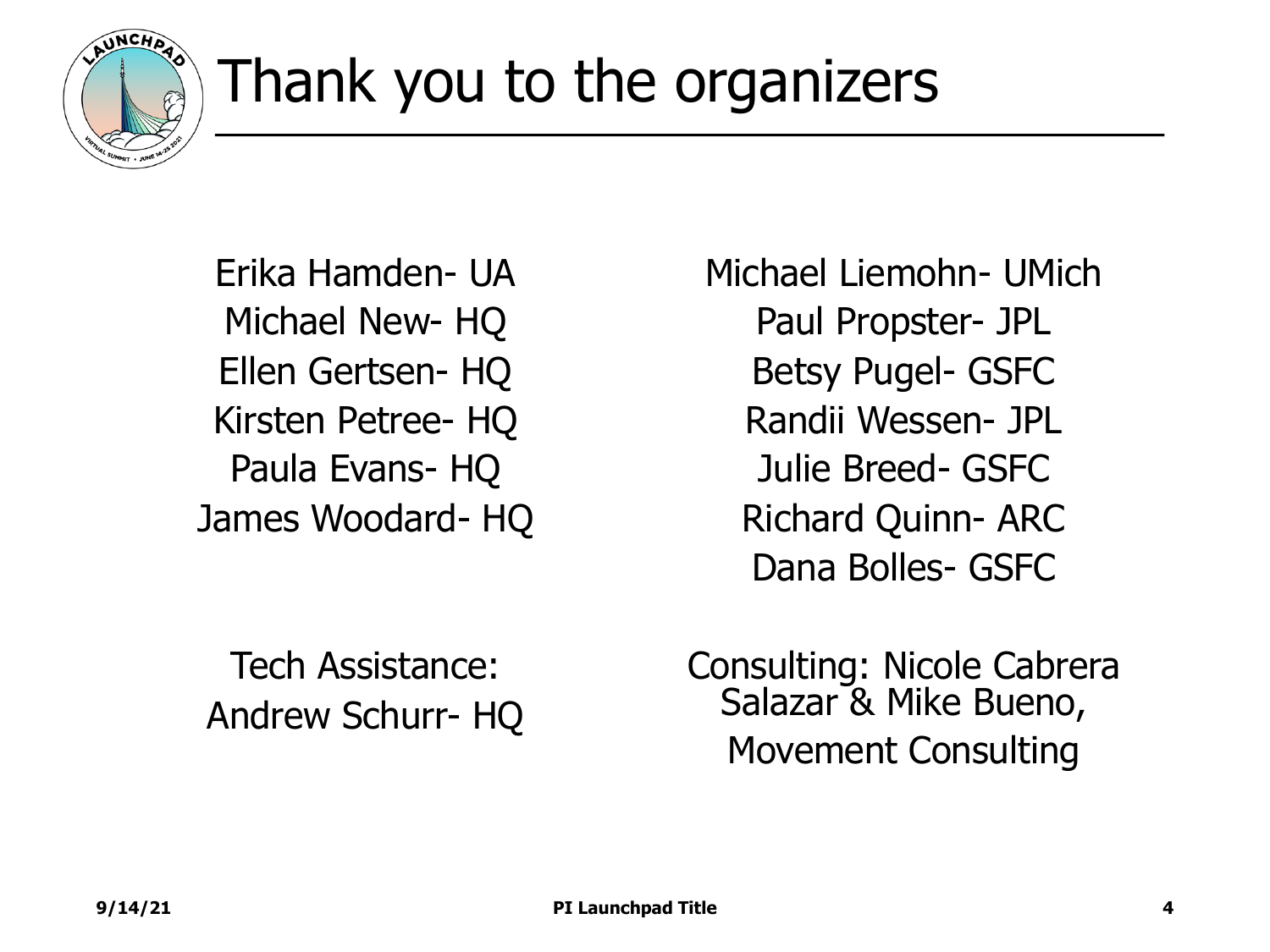# Thank you to the organizers

Erika Hamden- UA
Michael New- HQ
Ellen Gertsen- HQ
Kirsten Petree- HQ
Paula Evans- HQ
James Woodard- HQ

Michael Liemohn- UMich
Paul Propster- JPL
Betsy Pugel- GSFC
Randii Wessen- JPL
Julie Breed- GSFC
Richard Quinn- ARC
Dana Bolles- GSFC

Tech Assistance:
Andrew Schurr- HQ

Consulting: Nicole Cabrera Salazar & Mike Bueno, Movement Consulting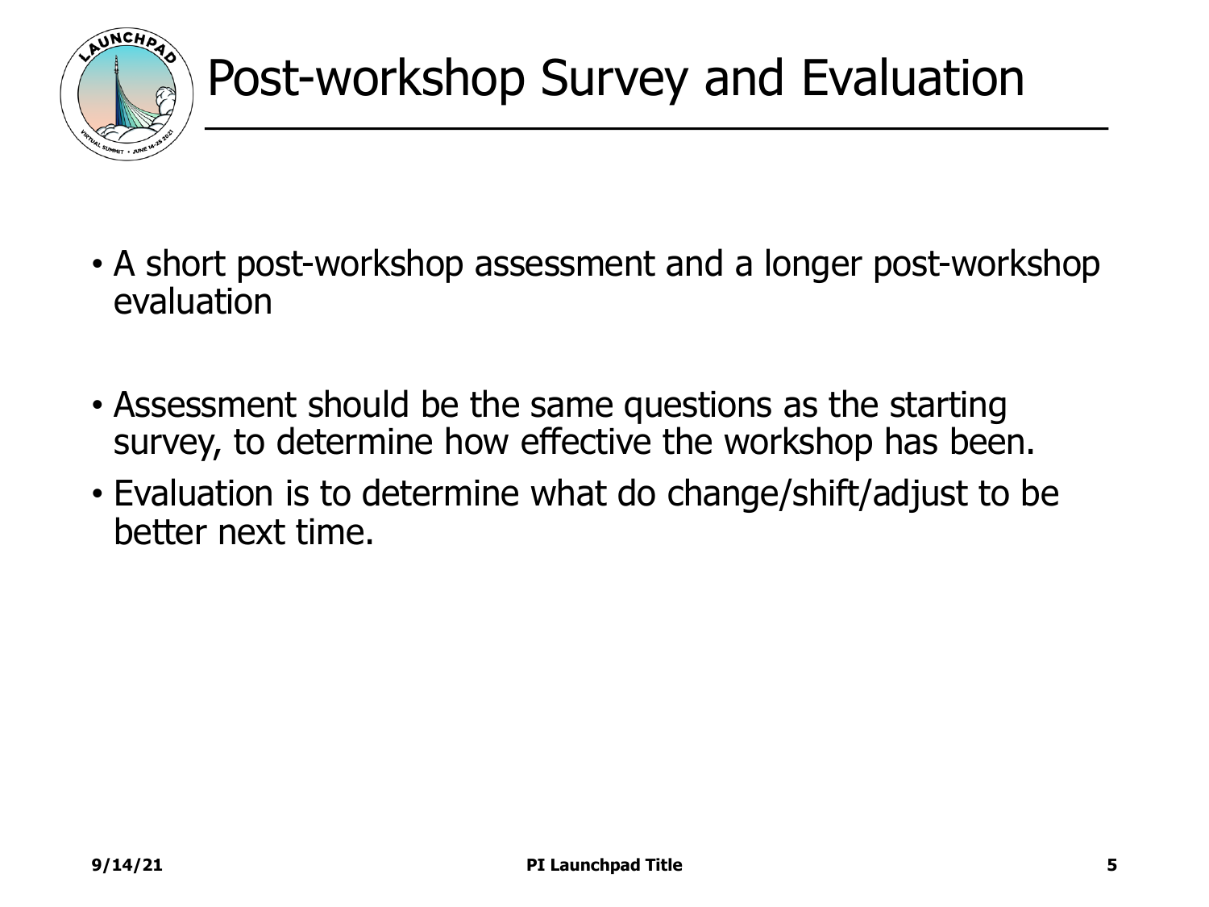# Post-workshop Survey and Evaluation

- A short post-workshop assessment and a longer post-workshop evaluation

- Assessment should be the same questions as the starting survey, to determine how effective the workshop has been.
- Evaluation is to determine what do change/shift/adjust to be better next time.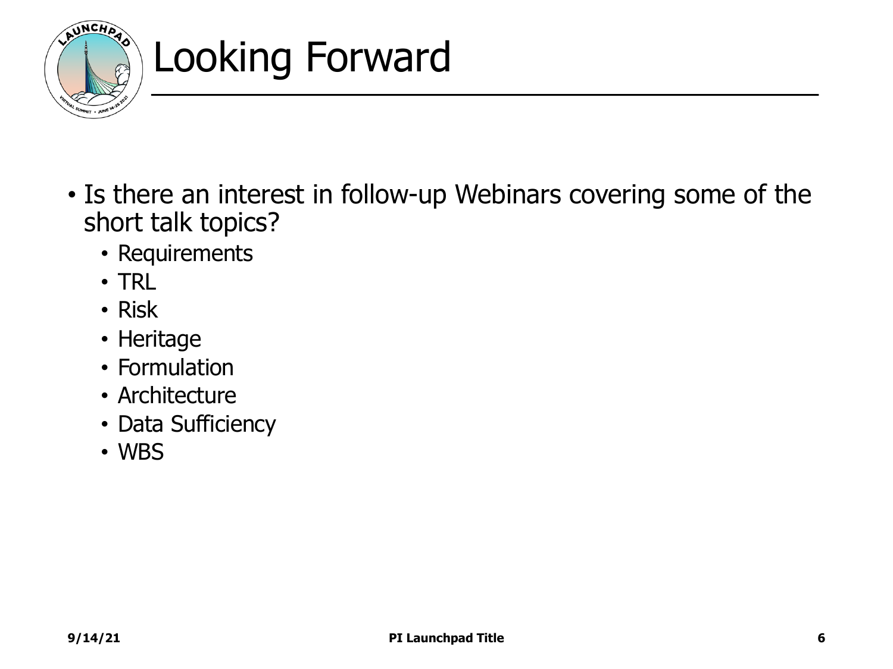# Looking Forward

- Is there an interest in follow-up Webinars covering some of the short talk topics?
  - Requirements
  - TRL
  - Risk
  - Heritage
  - Formulation
  - Architecture
  - Data Sufficiency
  - WBS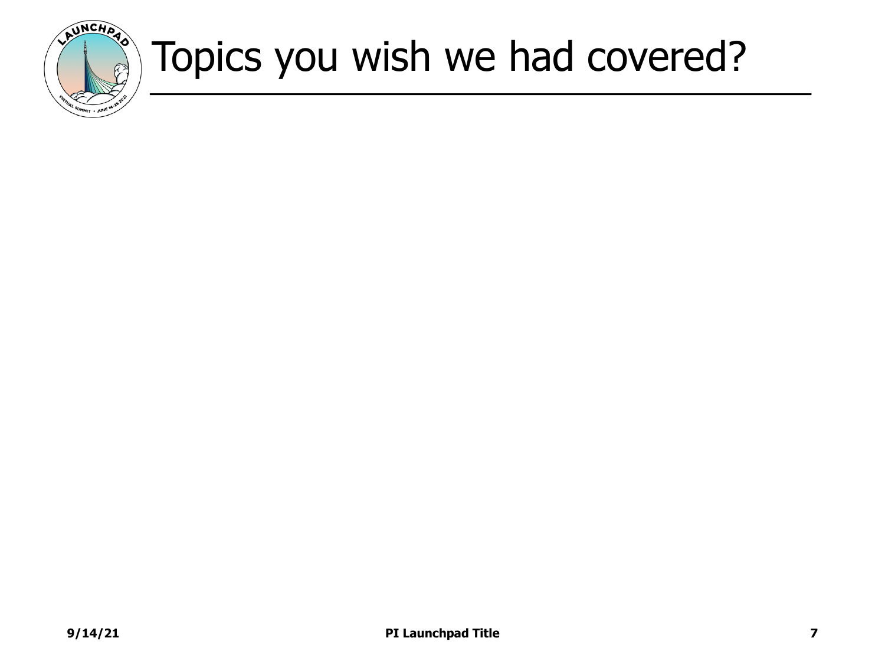# Topics you wish we had covered?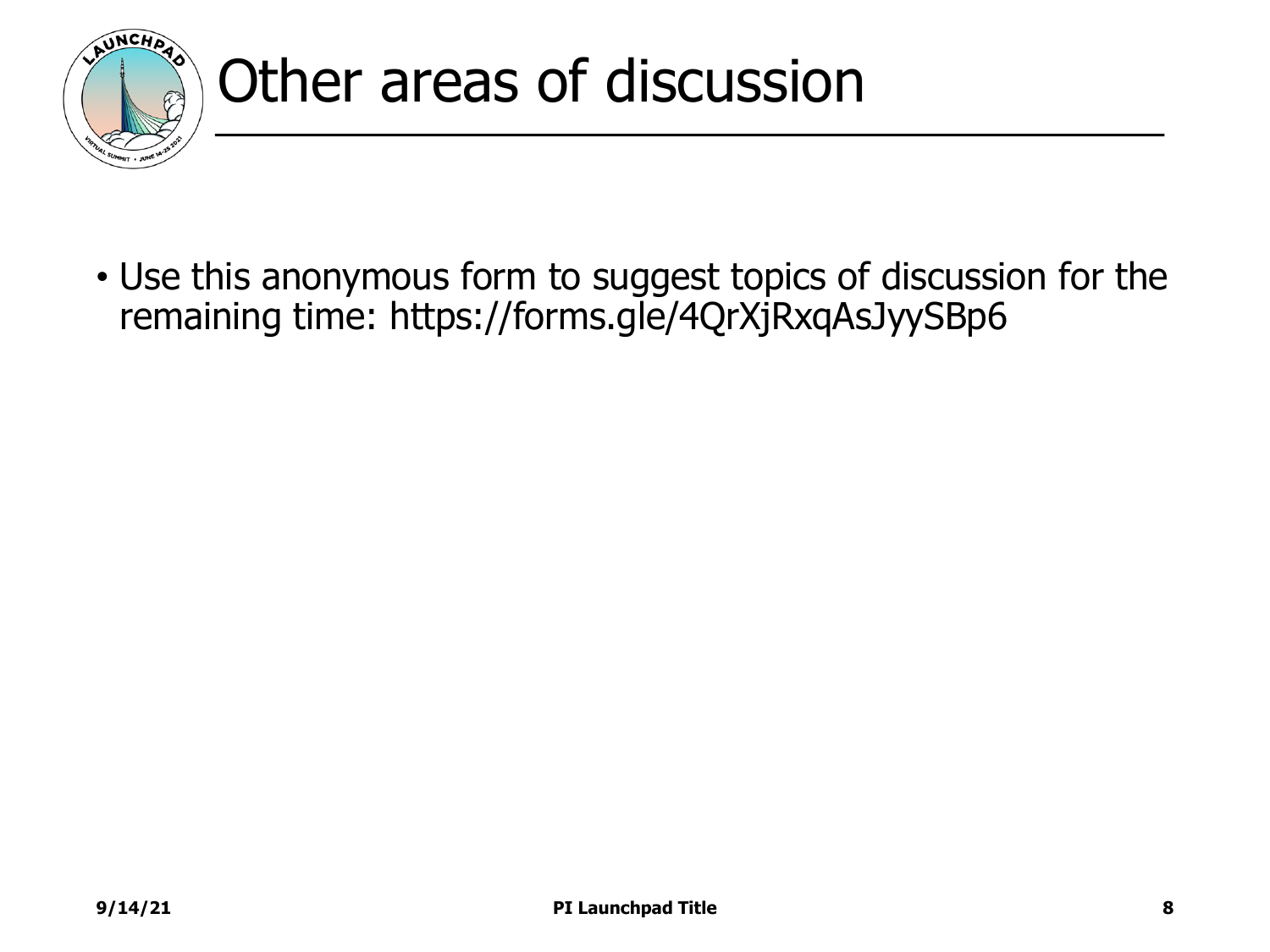# Other areas of discussion

- Use this anonymous form to suggest topics of discussion for the remaining time: https://forms.gle/4QrXjRxqAsJyySBp6